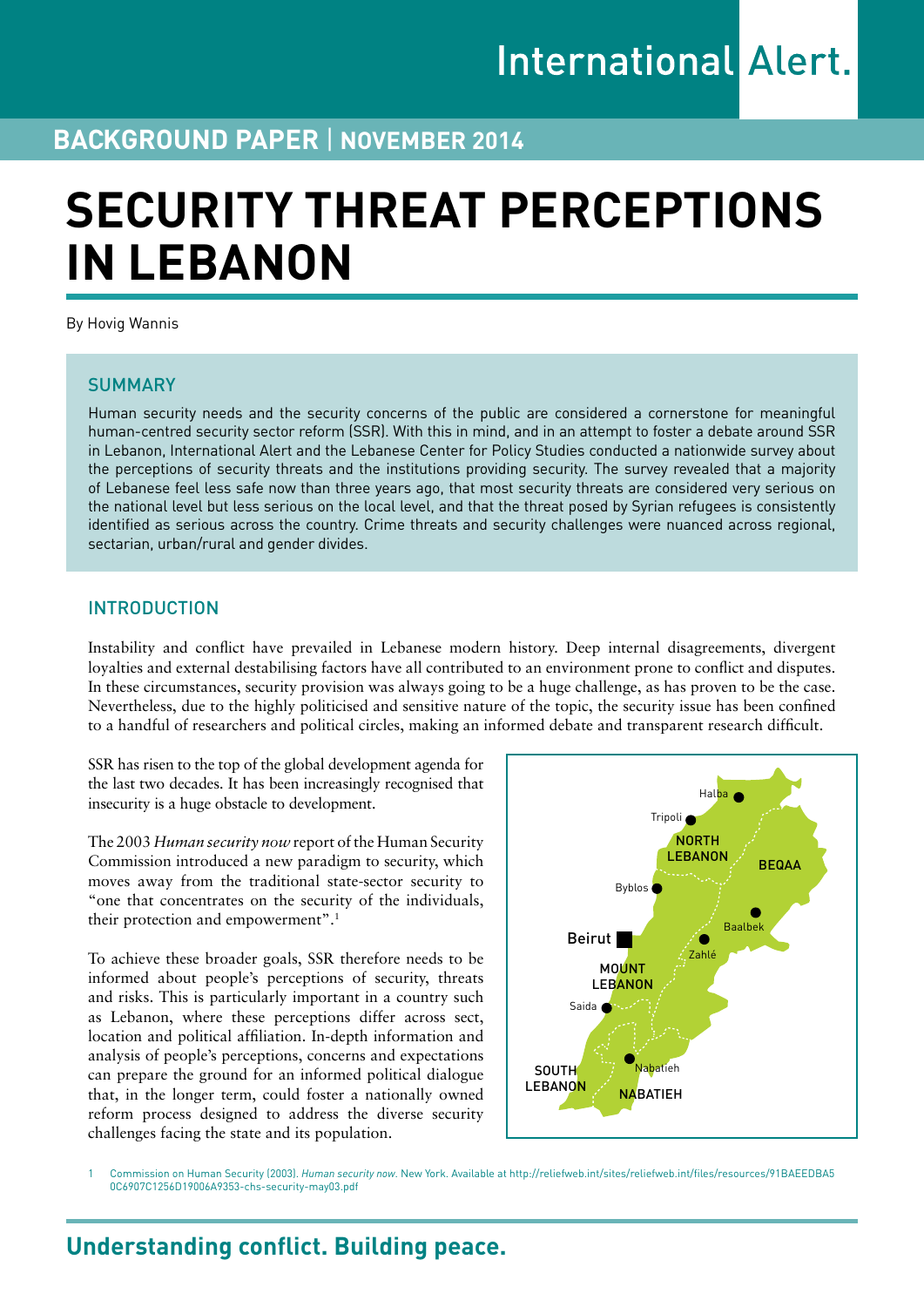International Alert.

**BACKGROUND PAPER** | **NOVEMBER 2014**

# SECURITY THREAT PERCEPTIONS IN LEBANON

By Hovig Wannis

## SUMMARY

Human security needs and the security concerns of the public are considered a cornerstone for meaningful human-centred security sector reform (SSR). With this in mind, and in an attempt to foster a debate around SSR in Lebanon, International Alert and the Lebanese Center for Policy Studies conducted a nationwide survey about the perceptions of security threats and the institutions providing security. The survey revealed that a majority of Lebanese feel less safe now than three years ago, that most security threats are considered very serious on the national level but less serious on the local level, and that the threat posed by Syrian refugees is consistently identified as serious across the country. Crime threats and security challenges were nuanced across regional, sectarian, urban/rural and gender divides.

## INTRODUCTION

Instability and conflict have prevailed in Lebanese modern history. Deep internal disagreements, divergent loyalties and external destabilising factors have all contributed to an environment prone to conflict and disputes. In these circumstances, security provision was always going to be a huge challenge, as has proven to be the case. Nevertheless, due to the highly politicised and sensitive nature of the topic, the security issue has been confined to a handful of researchers and political circles, making an informed debate and transparent research difficult.

SSR has risen to the top of the global development agenda for the last two decades. It has been increasingly recognised that insecurity is a huge obstacle to development.

The 2003 *Human security now* report of the Human Security Commission introduced a new paradigm to security, which moves away from the traditional state-sector security to "one that concentrates on the security of the individuals, their protection and empowerment".[1]

To achieve these broader goals, SSR therefore needs to be informed about people's perceptions of security, threats and risks. This is particularly important in a country such as Lebanon, where these perceptions differ across sect, location and political affiliation. In-depth information and analysis of people's perceptions, concerns and expectations can prepare the ground for an informed political dialogue that, in the longer term, could foster a nationally owned reform process designed to address the diverse security challenges facing the state and its population.

Halba, Tripoli, NORTH LEBANON, BEQAA, Byblos, Baalbek, Beirut, Zahlé, MOUNT LEBANON, Saida, Nabatieh, SOUTH LEBANON, NABATIEH

1 Commission on Human Security (2003). *Human security now*. New York. Available at http://reliefweb.int/sites/reliefweb.int/files/resources/91BAEEDBA50C6907C1256D19006A9353-chs-security-may03.pdf

**Understanding conflict. Building peace.**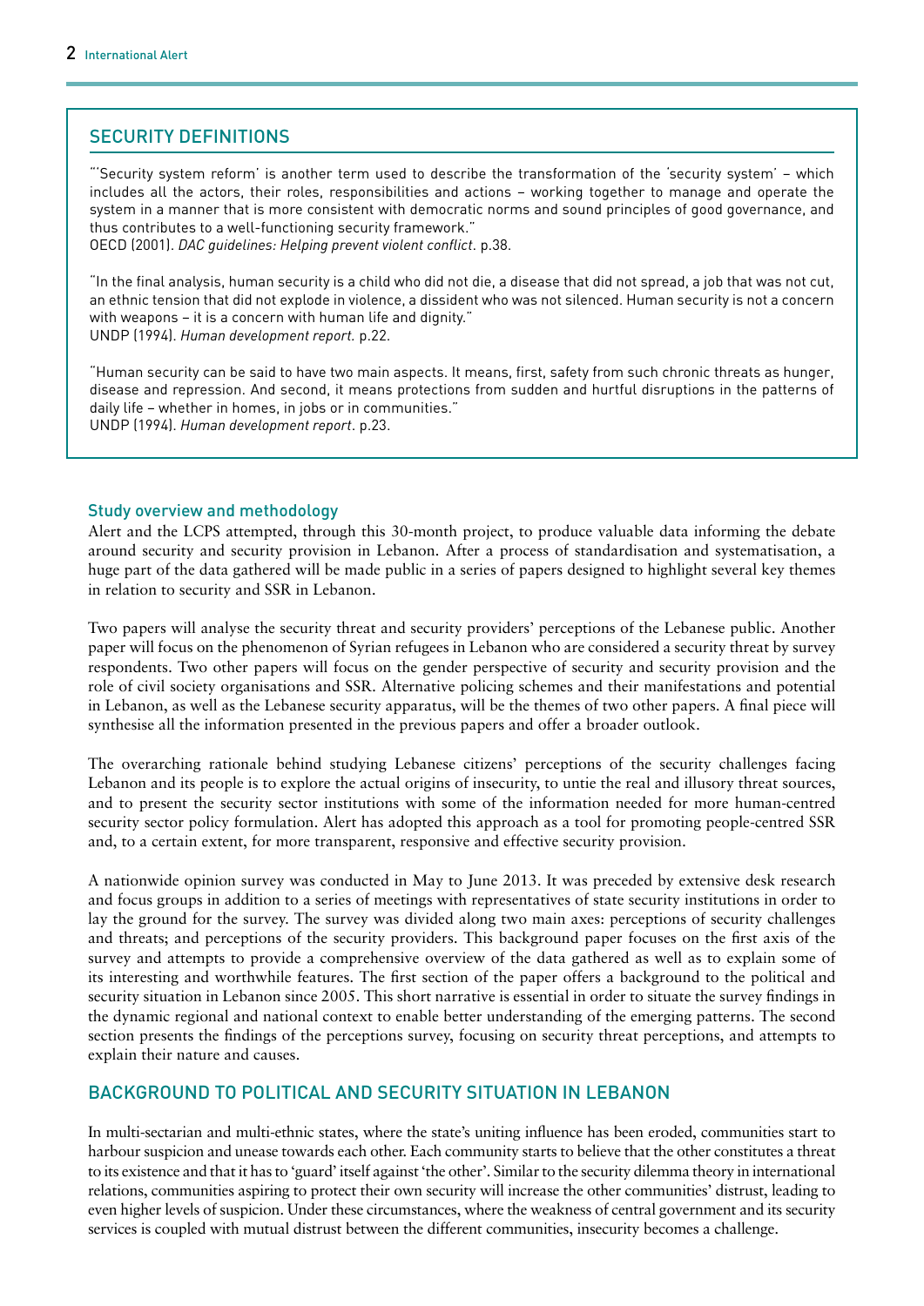## SECURITY DEFINITIONS

"'Security system reform' is another term used to describe the transformation of the 'security system' – which includes all the actors, their roles, responsibilities and actions – working together to manage and operate the system in a manner that is more consistent with democratic norms and sound principles of good governance, and thus contributes to a well-functioning security framework."
OECD (2001). *DAC guidelines: Helping prevent violent conflict*. p.38.

"In the final analysis, human security is a child who did not die, a disease that did not spread, a job that was not cut, an ethnic tension that did not explode in violence, a dissident who was not silenced. Human security is not a concern with weapons – it is a concern with human life and dignity."
UNDP (1994). *Human development report.* p.22.

"Human security can be said to have two main aspects. It means, first, safety from such chronic threats as hunger, disease and repression. And second, it means protections from sudden and hurtful disruptions in the patterns of daily life – whether in homes, in jobs or in communities."
UNDP (1994). *Human development report*. p.23.

### Study overview and methodology

Alert and the LCPS attempted, through this 30-month project, to produce valuable data informing the debate around security and security provision in Lebanon. After a process of standardisation and systematisation, a huge part of the data gathered will be made public in a series of papers designed to highlight several key themes in relation to security and SSR in Lebanon.

Two papers will analyse the security threat and security providers' perceptions of the Lebanese public. Another paper will focus on the phenomenon of Syrian refugees in Lebanon who are considered a security threat by survey respondents. Two other papers will focus on the gender perspective of security and security provision and the role of civil society organisations and SSR. Alternative policing schemes and their manifestations and potential in Lebanon, as well as the Lebanese security apparatus, will be the themes of two other papers. A final piece will synthesise all the information presented in the previous papers and offer a broader outlook.

The overarching rationale behind studying Lebanese citizens' perceptions of the security challenges facing Lebanon and its people is to explore the actual origins of insecurity, to untie the real and illusory threat sources, and to present the security sector institutions with some of the information needed for more human-centred security sector policy formulation. Alert has adopted this approach as a tool for promoting people-centred SSR and, to a certain extent, for more transparent, responsive and effective security provision.

A nationwide opinion survey was conducted in May to June 2013. It was preceded by extensive desk research and focus groups in addition to a series of meetings with representatives of state security institutions in order to lay the ground for the survey. The survey was divided along two main axes: perceptions of security challenges and threats; and perceptions of the security providers. This background paper focuses on the first axis of the survey and attempts to provide a comprehensive overview of the data gathered as well as to explain some of its interesting and worthwhile features. The first section of the paper offers a background to the political and security situation in Lebanon since 2005. This short narrative is essential in order to situate the survey findings in the dynamic regional and national context to enable better understanding of the emerging patterns. The second section presents the findings of the perceptions survey, focusing on security threat perceptions, and attempts to explain their nature and causes.

## BACKGROUND TO POLITICAL AND SECURITY SITUATION IN LEBANON

In multi-sectarian and multi-ethnic states, where the state's uniting influence has been eroded, communities start to harbour suspicion and unease towards each other. Each community starts to believe that the other constitutes a threat to its existence and that it has to 'guard' itself against 'the other'. Similar to the security dilemma theory in international relations, communities aspiring to protect their own security will increase the other communities' distrust, leading to even higher levels of suspicion. Under these circumstances, where the weakness of central government and its security services is coupled with mutual distrust between the different communities, insecurity becomes a challenge.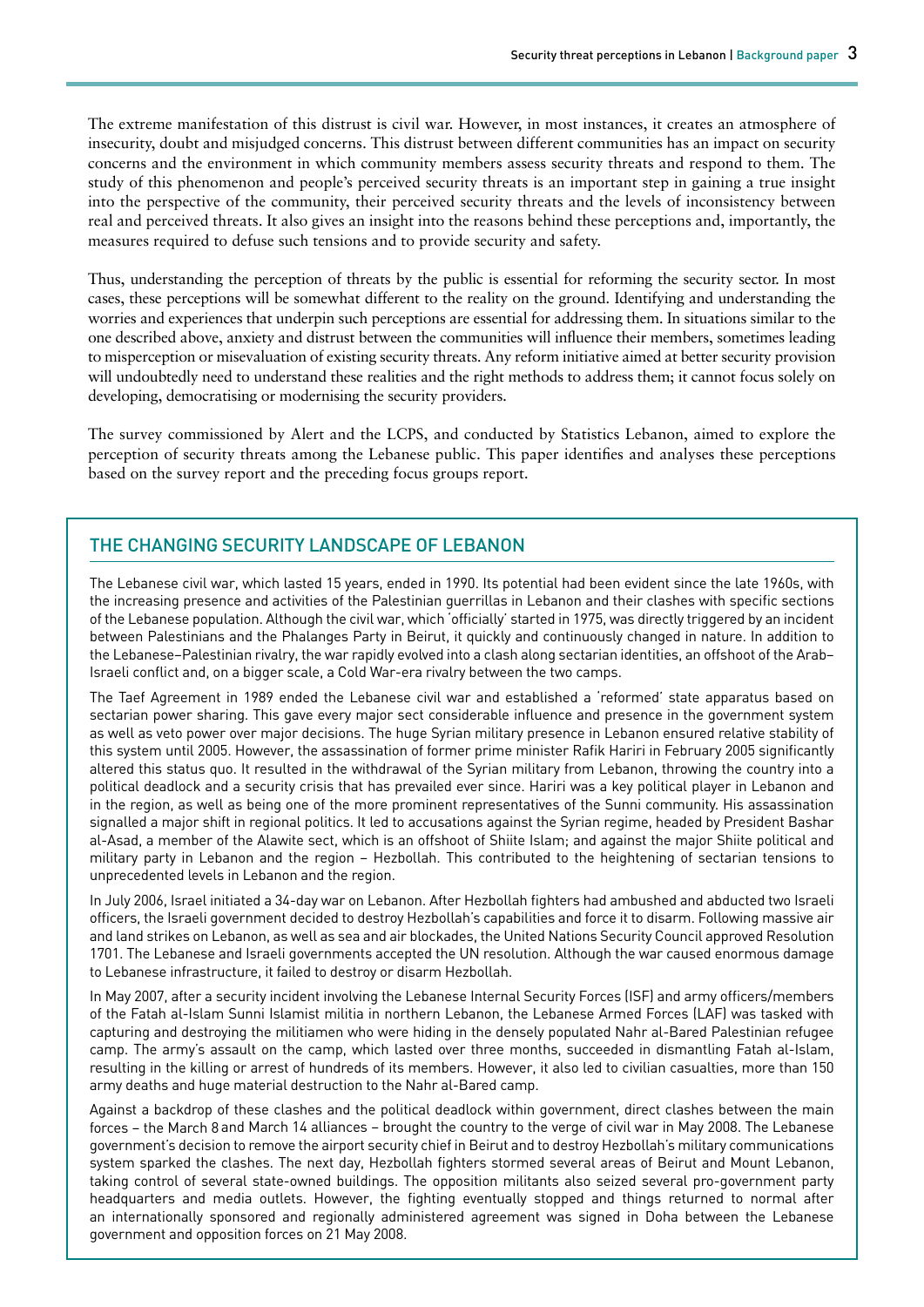The extreme manifestation of this distrust is civil war. However, in most instances, it creates an atmosphere of insecurity, doubt and misjudged concerns. This distrust between different communities has an impact on security concerns and the environment in which community members assess security threats and respond to them. The study of this phenomenon and people's perceived security threats is an important step in gaining a true insight into the perspective of the community, their perceived security threats and the levels of inconsistency between real and perceived threats. It also gives an insight into the reasons behind these perceptions and, importantly, the measures required to defuse such tensions and to provide security and safety.

Thus, understanding the perception of threats by the public is essential for reforming the security sector. In most cases, these perceptions will be somewhat different to the reality on the ground. Identifying and understanding the worries and experiences that underpin such perceptions are essential for addressing them. In situations similar to the one described above, anxiety and distrust between the communities will influence their members, sometimes leading to misperception or misevaluation of existing security threats. Any reform initiative aimed at better security provision will undoubtedly need to understand these realities and the right methods to address them; it cannot focus solely on developing, democratising or modernising the security providers.

The survey commissioned by Alert and the LCPS, and conducted by Statistics Lebanon, aimed to explore the perception of security threats among the Lebanese public. This paper identifies and analyses these perceptions based on the survey report and the preceding focus groups report.

## THE CHANGING SECURITY LANDSCAPE OF LEBANON

The Lebanese civil war, which lasted 15 years, ended in 1990. Its potential had been evident since the late 1960s, with the increasing presence and activities of the Palestinian guerrillas in Lebanon and their clashes with specific sections of the Lebanese population. Although the civil war, which 'officially' started in 1975, was directly triggered by an incident between Palestinians and the Phalanges Party in Beirut, it quickly and continuously changed in nature. In addition to the Lebanese–Palestinian rivalry, the war rapidly evolved into a clash along sectarian identities, an offshoot of the Arab–Israeli conflict and, on a bigger scale, a Cold War-era rivalry between the two camps.

The Taef Agreement in 1989 ended the Lebanese civil war and established a 'reformed' state apparatus based on sectarian power sharing. This gave every major sect considerable influence and presence in the government system as well as veto power over major decisions. The huge Syrian military presence in Lebanon ensured relative stability of this system until 2005. However, the assassination of former prime minister Rafik Hariri in February 2005 significantly altered this status quo. It resulted in the withdrawal of the Syrian military from Lebanon, throwing the country into a political deadlock and a security crisis that has prevailed ever since. Hariri was a key political player in Lebanon and in the region, as well as being one of the more prominent representatives of the Sunni community. His assassination signalled a major shift in regional politics. It led to accusations against the Syrian regime, headed by President Bashar al-Asad, a member of the Alawite sect, which is an offshoot of Shiite Islam; and against the major Shiite political and military party in Lebanon and the region – Hezbollah. This contributed to the heightening of sectarian tensions to unprecedented levels in Lebanon and the region.

In July 2006, Israel initiated a 34-day war on Lebanon. After Hezbollah fighters had ambushed and abducted two Israeli officers, the Israeli government decided to destroy Hezbollah's capabilities and force it to disarm. Following massive air and land strikes on Lebanon, as well as sea and air blockades, the United Nations Security Council approved Resolution 1701. The Lebanese and Israeli governments accepted the UN resolution. Although the war caused enormous damage to Lebanese infrastructure, it failed to destroy or disarm Hezbollah.

In May 2007, after a security incident involving the Lebanese Internal Security Forces (ISF) and army officers/members of the Fatah al-Islam Sunni Islamist militia in northern Lebanon, the Lebanese Armed Forces (LAF) was tasked with capturing and destroying the militiamen who were hiding in the densely populated Nahr al-Bared Palestinian refugee camp. The army's assault on the camp, which lasted over three months, succeeded in dismantling Fatah al-Islam, resulting in the killing or arrest of hundreds of its members. However, it also led to civilian casualties, more than 150 army deaths and huge material destruction to the Nahr al-Bared camp.

Against a backdrop of these clashes and the political deadlock within government, direct clashes between the main forces – the March 8 and March 14 alliances – brought the country to the verge of civil war in May 2008. The Lebanese government's decision to remove the airport security chief in Beirut and to destroy Hezbollah's military communications system sparked the clashes. The next day, Hezbollah fighters stormed several areas of Beirut and Mount Lebanon, taking control of several state-owned buildings. The opposition militants also seized several pro-government party headquarters and media outlets. However, the fighting eventually stopped and things returned to normal after an internationally sponsored and regionally administered agreement was signed in Doha between the Lebanese government and opposition forces on 21 May 2008.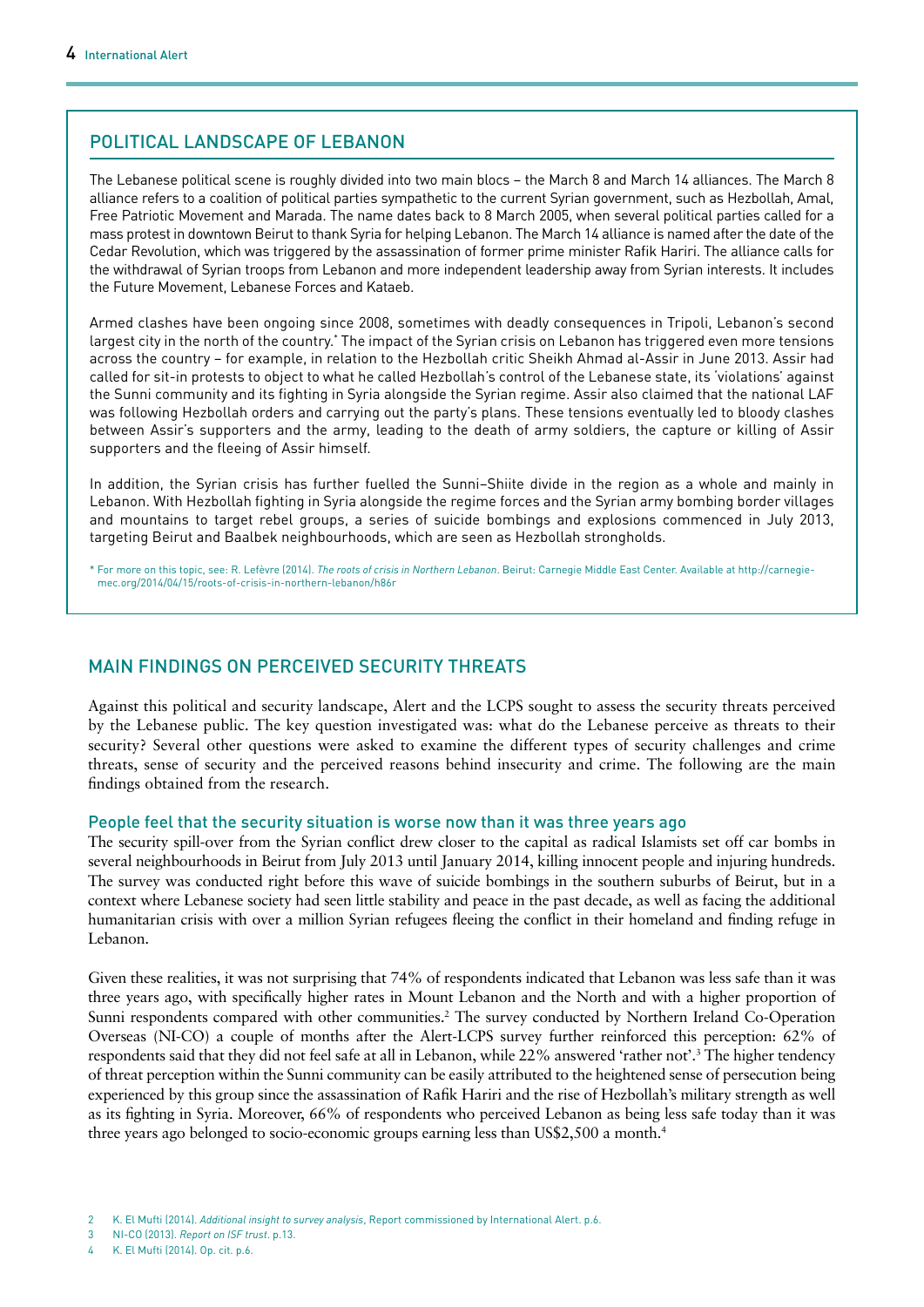## POLITICAL LANDSCAPE OF LEBANON

The Lebanese political scene is roughly divided into two main blocs – the March 8 and March 14 alliances. The March 8 alliance refers to a coalition of political parties sympathetic to the current Syrian government, such as Hezbollah, Amal, Free Patriotic Movement and Marada. The name dates back to 8 March 2005, when several political parties called for a mass protest in downtown Beirut to thank Syria for helping Lebanon. The March 14 alliance is named after the date of the Cedar Revolution, which was triggered by the assassination of former prime minister Rafik Hariri. The alliance calls for the withdrawal of Syrian troops from Lebanon and more independent leadership away from Syrian interests. It includes the Future Movement, Lebanese Forces and Kataeb.

Armed clashes have been ongoing since 2008, sometimes with deadly consequences in Tripoli, Lebanon's second largest city in the north of the country.* The impact of the Syrian crisis on Lebanon has triggered even more tensions across the country – for example, in relation to the Hezbollah critic Sheikh Ahmad al-Assir in June 2013. Assir had called for sit-in protests to object to what he called Hezbollah's control of the Lebanese state, its 'violations' against the Sunni community and its fighting in Syria alongside the Syrian regime. Assir also claimed that the national LAF was following Hezbollah orders and carrying out the party's plans. These tensions eventually led to bloody clashes between Assir's supporters and the army, leading to the death of army soldiers, the capture or killing of Assir supporters and the fleeing of Assir himself.

In addition, the Syrian crisis has further fuelled the Sunni–Shiite divide in the region as a whole and mainly in Lebanon. With Hezbollah fighting in Syria alongside the regime forces and the Syrian army bombing border villages and mountains to target rebel groups, a series of suicide bombings and explosions commenced in July 2013, targeting Beirut and Baalbek neighbourhoods, which are seen as Hezbollah strongholds.

\* For more on this topic, see: R. Lefèvre (2014). *The roots of crisis in Northern Lebanon*. Beirut: Carnegie Middle East Center. Available at http://carnegie-mec.org/2014/04/15/roots-of-crisis-in-northern-lebanon/h86r

## MAIN FINDINGS ON PERCEIVED SECURITY THREATS

Against this political and security landscape, Alert and the LCPS sought to assess the security threats perceived by the Lebanese public. The key question investigated was: what do the Lebanese perceive as threats to their security? Several other questions were asked to examine the different types of security challenges and crime threats, sense of security and the perceived reasons behind insecurity and crime. The following are the main findings obtained from the research.

### People feel that the security situation is worse now than it was three years ago

The security spill-over from the Syrian conflict drew closer to the capital as radical Islamists set off car bombs in several neighbourhoods in Beirut from July 2013 until January 2014, killing innocent people and injuring hundreds. The survey was conducted right before this wave of suicide bombings in the southern suburbs of Beirut, but in a context where Lebanese society had seen little stability and peace in the past decade, as well as facing the additional humanitarian crisis with over a million Syrian refugees fleeing the conflict in their homeland and finding refuge in Lebanon.

Given these realities, it was not surprising that 74% of respondents indicated that Lebanon was less safe than it was three years ago, with specifically higher rates in Mount Lebanon and the North and with a higher proportion of Sunni respondents compared with other communities.[2] The survey conducted by Northern Ireland Co-Operation Overseas (NI-CO) a couple of months after the Alert-LCPS survey further reinforced this perception: 62% of respondents said that they did not feel safe at all in Lebanon, while 22% answered 'rather not'.[3] The higher tendency of threat perception within the Sunni community can be easily attributed to the heightened sense of persecution being experienced by this group since the assassination of Rafik Hariri and the rise of Hezbollah's military strength as well as its fighting in Syria. Moreover, 66% of respondents who perceived Lebanon as being less safe today than it was three years ago belonged to socio-economic groups earning less than US$2,500 a month.[4]

2 K. El Mufti (2014). *Additional insight to survey analysis*, Report commissioned by International Alert. p.6.

3 NI-CO (2013). *Report on ISF trust*. p.13.

4 K. El Mufti (2014). Op. cit. p.6.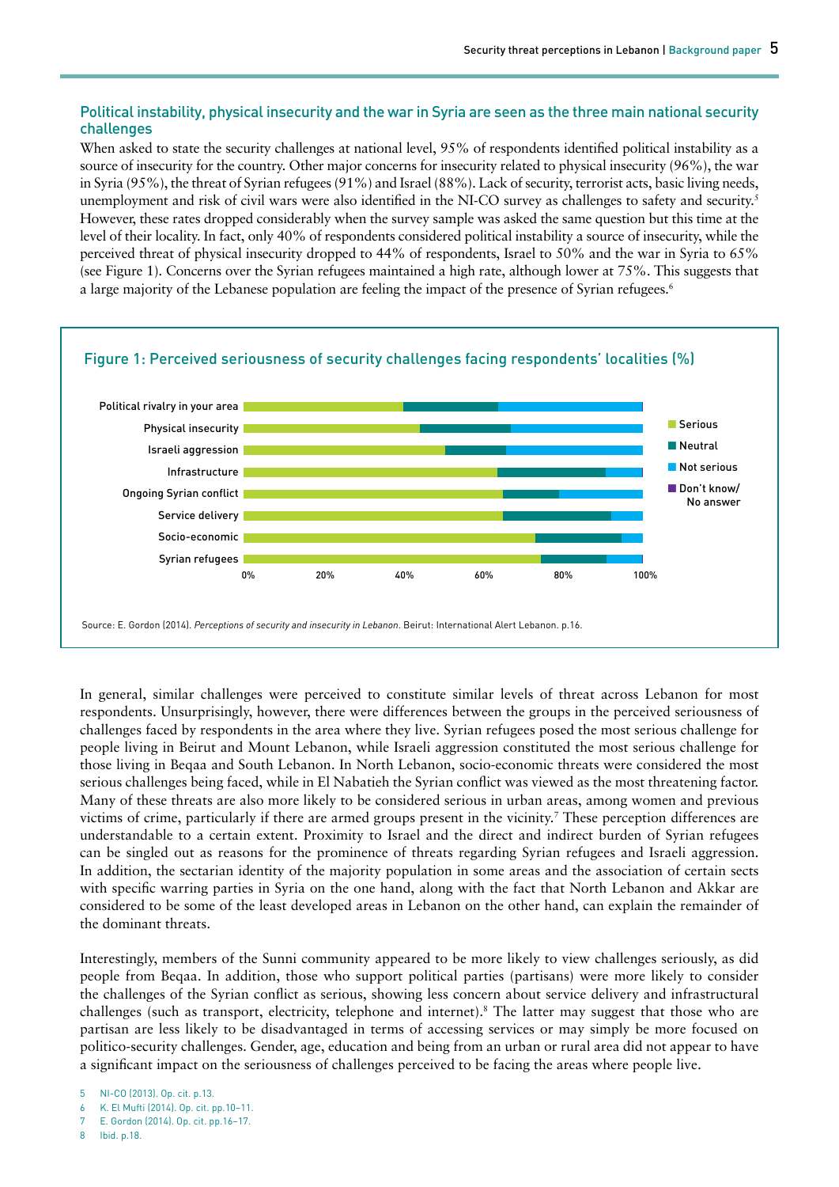## Political instability, physical insecurity and the war in Syria are seen as the three main national security challenges

When asked to state the security challenges at national level, 95% of respondents identified political instability as a source of insecurity for the country. Other major concerns for insecurity related to physical insecurity (96%), the war in Syria (95%), the threat of Syrian refugees (91%) and Israel (88%). Lack of security, terrorist acts, basic living needs, unemployment and risk of civil wars were also identified in the NI-CO survey as challenges to safety and security.[5] However, these rates dropped considerably when the survey sample was asked the same question but this time at the level of their locality. In fact, only 40% of respondents considered political instability a source of insecurity, while the perceived threat of physical insecurity dropped to 44% of respondents, Israel to 50% and the war in Syria to 65% (see Figure 1). Concerns over the Syrian refugees maintained a high rate, although lower at 75%. This suggests that a large majority of the Lebanese population are feeling the impact of the presence of Syrian refugees.[6]

### Figure 1: Perceived seriousness of security challenges facing respondents' localities (%)

Categories: Political rivalry in your area; Physical insecurity; Israeli aggression; Infrastructure; Ongoing Syrian conflict; Service delivery; Socio-economic; Syrian refugees

Legend: Serious; Neutral; Not serious; Don't know/No answer

Source: E. Gordon (2014). *Perceptions of security and insecurity in Lebanon*. Beirut: International Alert Lebanon. p.16.

In general, similar challenges were perceived to constitute similar levels of threat across Lebanon for most respondents. Unsurprisingly, however, there were differences between the groups in the perceived seriousness of challenges faced by respondents in the area where they live. Syrian refugees posed the most serious challenge for people living in Beirut and Mount Lebanon, while Israeli aggression constituted the most serious challenge for those living in Beqaa and South Lebanon. In North Lebanon, socio-economic threats were considered the most serious challenges being faced, while in El Nabatieh the Syrian conflict was viewed as the most threatening factor. Many of these threats are also more likely to be considered serious in urban areas, among women and previous victims of crime, particularly if there are armed groups present in the vicinity.[7] These perception differences are understandable to a certain extent. Proximity to Israel and the direct and indirect burden of Syrian refugees can be singled out as reasons for the prominence of threats regarding Syrian refugees and Israeli aggression. In addition, the sectarian identity of the majority population in some areas and the association of certain sects with specific warring parties in Syria on the one hand, along with the fact that North Lebanon and Akkar are considered to be some of the least developed areas in Lebanon on the other hand, can explain the remainder of the dominant threats.

Interestingly, members of the Sunni community appeared to be more likely to view challenges seriously, as did people from Beqaa. In addition, those who support political parties (partisans) were more likely to consider the challenges of the Syrian conflict as serious, showing less concern about service delivery and infrastructural challenges (such as transport, electricity, telephone and internet).[8] The latter may suggest that those who are partisan are less likely to be disadvantaged in terms of accessing services or may simply be more focused on politico-security challenges. Gender, age, education and being from an urban or rural area did not appear to have a significant impact on the seriousness of challenges perceived to be facing the areas where people live.

5 NI-CO (2013). Op. cit. p.13.
6 K. El Mufti (2014). Op. cit. pp.10–11.
7 E. Gordon (2014). Op. cit. pp.16–17.
8 Ibid. p.18.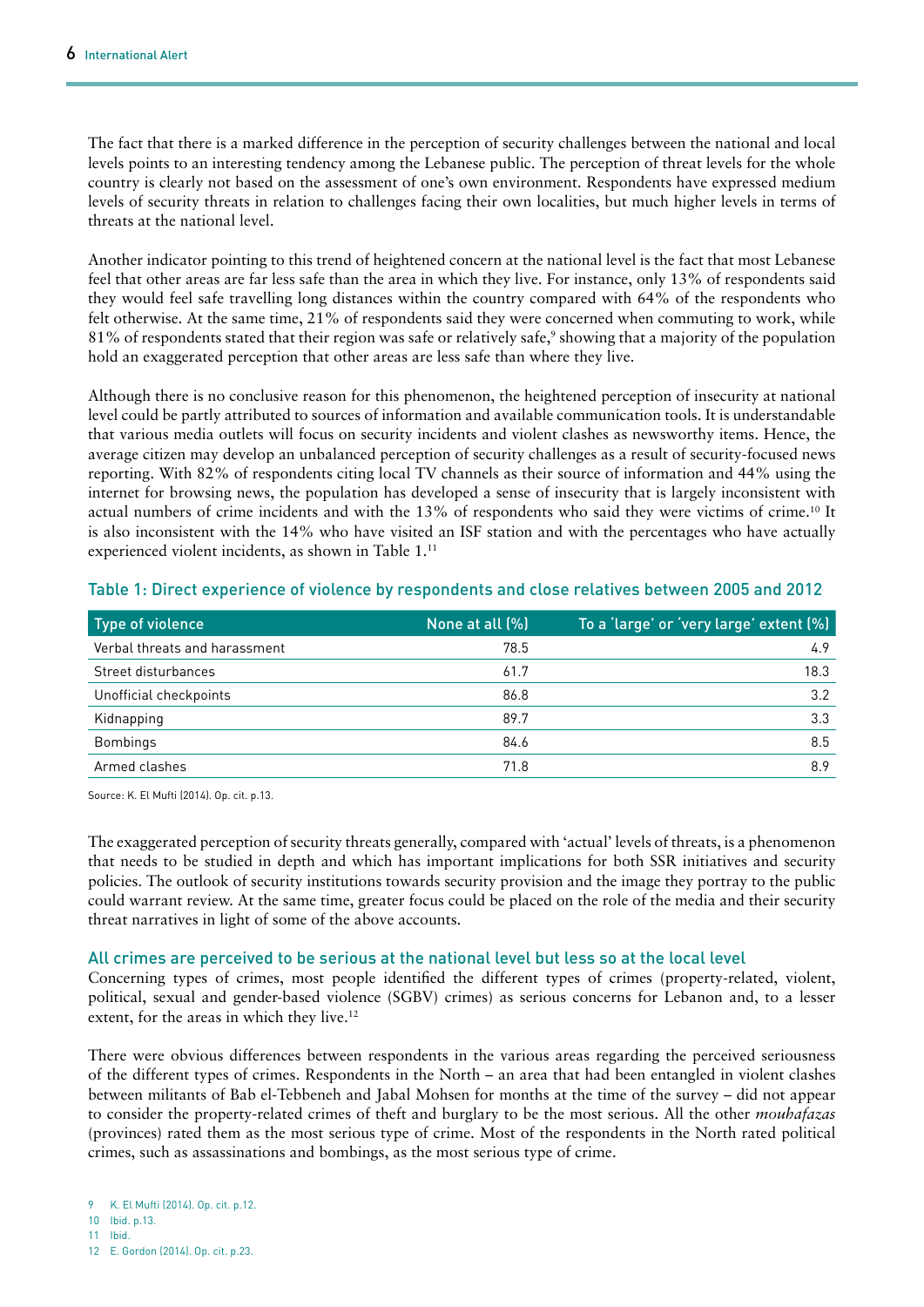The fact that there is a marked difference in the perception of security challenges between the national and local levels points to an interesting tendency among the Lebanese public. The perception of threat levels for the whole country is clearly not based on the assessment of one's own environment. Respondents have expressed medium levels of security threats in relation to challenges facing their own localities, but much higher levels in terms of threats at the national level.

Another indicator pointing to this trend of heightened concern at the national level is the fact that most Lebanese feel that other areas are far less safe than the area in which they live. For instance, only 13% of respondents said they would feel safe travelling long distances within the country compared with 64% of the respondents who felt otherwise. At the same time, 21% of respondents said they were concerned when commuting to work, while 81% of respondents stated that their region was safe or relatively safe,[9] showing that a majority of the population hold an exaggerated perception that other areas are less safe than where they live.

Although there is no conclusive reason for this phenomenon, the heightened perception of insecurity at national level could be partly attributed to sources of information and available communication tools. It is understandable that various media outlets will focus on security incidents and violent clashes as newsworthy items. Hence, the average citizen may develop an unbalanced perception of security challenges as a result of security-focused news reporting. With 82% of respondents citing local TV channels as their source of information and 44% using the internet for browsing news, the population has developed a sense of insecurity that is largely inconsistent with actual numbers of crime incidents and with the 13% of respondents who said they were victims of crime.[10] It is also inconsistent with the 14% who have visited an ISF station and with the percentages who have actually experienced violent incidents, as shown in Table 1.[11]

### Table 1: Direct experience of violence by respondents and close relatives between 2005 and 2012

| Type of violence | None at all (%) | To a 'large' or 'very large' extent (%) |
|---|---|---|
| Verbal threats and harassment | 78.5 | 4.9 |
| Street disturbances | 61.7 | 18.3 |
| Unofficial checkpoints | 86.8 | 3.2 |
| Kidnapping | 89.7 | 3.3 |
| Bombings | 84.6 | 8.5 |
| Armed clashes | 71.8 | 8.9 |

Source: K. El Mufti (2014). Op. cit. p.13.

The exaggerated perception of security threats generally, compared with 'actual' levels of threats, is a phenomenon that needs to be studied in depth and which has important implications for both SSR initiatives and security policies. The outlook of security institutions towards security provision and the image they portray to the public could warrant review. At the same time, greater focus could be placed on the role of the media and their security threat narratives in light of some of the above accounts.

### All crimes are perceived to be serious at the national level but less so at the local level

Concerning types of crimes, most people identified the different types of crimes (property-related, violent, political, sexual and gender-based violence (SGBV) crimes) as serious concerns for Lebanon and, to a lesser extent, for the areas in which they live.[12]

There were obvious differences between respondents in the various areas regarding the perceived seriousness of the different types of crimes. Respondents in the North – an area that had been entangled in violent clashes between militants of Bab el-Tebbeneh and Jabal Mohsen for months at the time of the survey – did not appear to consider the property-related crimes of theft and burglary to be the most serious. All the other *mouhafazas* (provinces) rated them as the most serious type of crime. Most of the respondents in the North rated political crimes, such as assassinations and bombings, as the most serious type of crime.

9 K. El Mufti (2014). Op. cit. p.12.
10 Ibid. p.13.
11 Ibid.
12 E. Gordon (2014). Op. cit. p.23.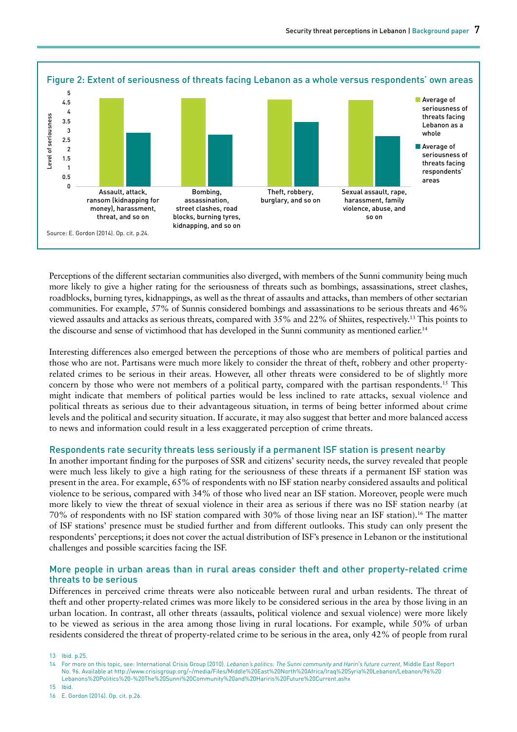Figure 2: Extent of seriousness of threats facing Lebanon as a whole versus respondents' own areas

Source: E. Gordon (2014). Op. cit. p.24.

Perceptions of the different sectarian communities also diverged, with members of the Sunni community being much more likely to give a higher rating for the seriousness of threats such as bombings, assassinations, street clashes, roadblocks, burning tyres, kidnappings, as well as the threat of assaults and attacks, than members of other sectarian communities. For example, 57% of Sunnis considered bombings and assassinations to be serious threats and 46% viewed assaults and attacks as serious threats, compared with 35% and 22% of Shiites, respectively.[13] This points to the discourse and sense of victimhood that has developed in the Sunni community as mentioned earlier.[14]

Interesting differences also emerged between the perceptions of those who are members of political parties and those who are not. Partisans were much more likely to consider the threat of theft, robbery and other property-related crimes to be serious in their areas. However, all other threats were considered to be of slightly more concern by those who were not members of a political party, compared with the partisan respondents.[15] This might indicate that members of political parties would be less inclined to rate attacks, sexual violence and political threats as serious due to their advantageous situation, in terms of being better informed about crime levels and the political and security situation. If accurate, it may also suggest that better and more balanced access to news and information could result in a less exaggerated perception of crime threats.

## Respondents rate security threats less seriously if a permanent ISF station is present nearby

In another important finding for the purposes of SSR and citizens' security needs, the survey revealed that people were much less likely to give a high rating for the seriousness of these threats if a permanent ISF station was present in the area. For example, 65% of respondents with no ISF station nearby considered assaults and political violence to be serious, compared with 34% of those who lived near an ISF station. Moreover, people were much more likely to view the threat of sexual violence in their area as serious if there was no ISF station nearby (at 70% of respondents with no ISF station compared with 30% of those living near an ISF station).[16] The matter of ISF stations' presence must be studied further and from different outlooks. This study can only present the respondents' perceptions; it does not cover the actual distribution of ISF's presence in Lebanon or the institutional challenges and possible scarcities facing the ISF.

## More people in urban areas than in rural areas consider theft and other property-related crime threats to be serious

Differences in perceived crime threats were also noticeable between rural and urban residents. The threat of theft and other property-related crimes was more likely to be considered serious in the area by those living in an urban location. In contrast, all other threats (assaults, political violence and sexual violence) were more likely to be viewed as serious in the area among those living in rural locations. For example, while 50% of urban residents considered the threat of property-related crime to be serious in the area, only 42% of people from rural

13 Ibid. p.25.

14 For more on this topic, see: International Crisis Group (2010). *Lebanon's politics: The Sunni community and Hariri's future current*, Middle East Report No. 96. Available at http://www.crisisgroup.org/~/media/Files/Middle%20East%20North%20Africa/Iraq%20Syria%20Lebanon/Lebanon/96%20Lebanons%20Politics%20-%20The%20Sunni%20Community%20and%20Hariris%20Future%20Current.ashx

15 Ibid.

16 E. Gordon (2014). Op. cit. p.26.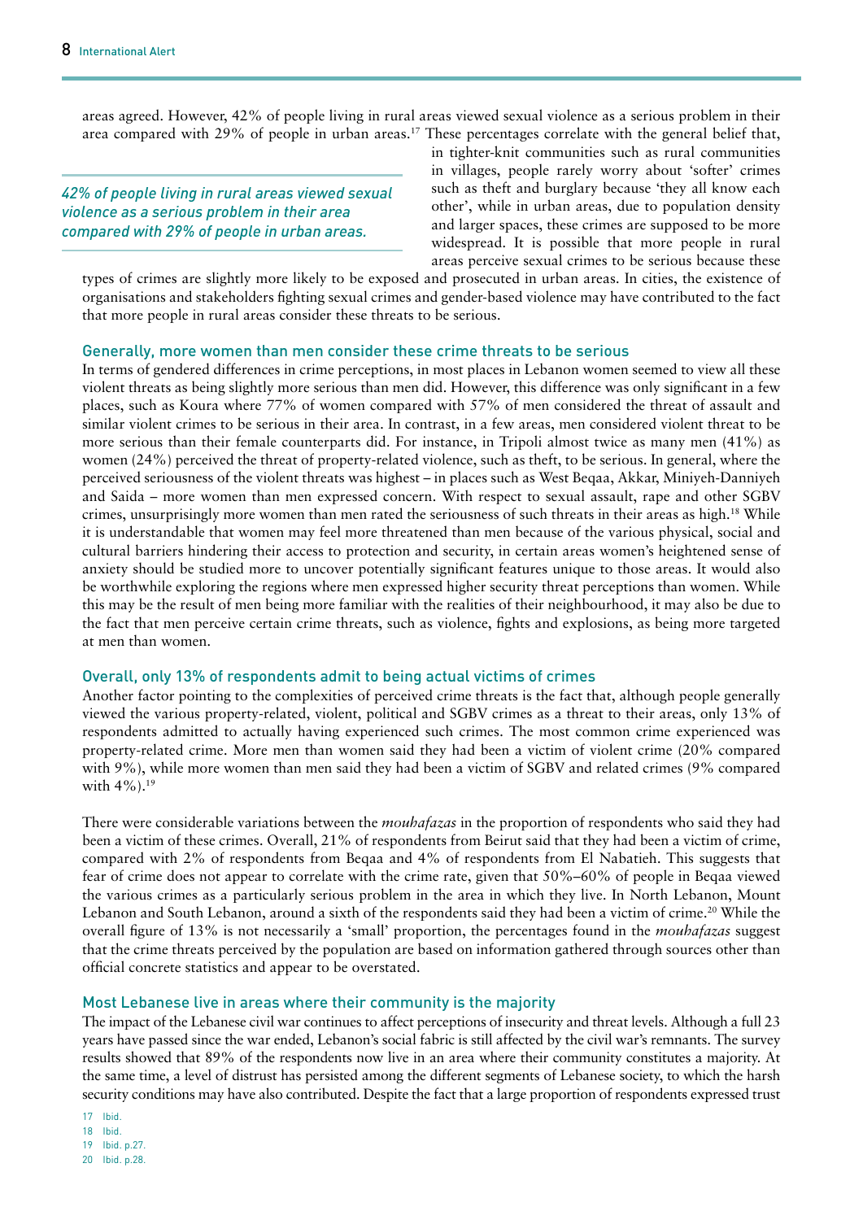areas agreed. However, 42% of people living in rural areas viewed sexual violence as a serious problem in their area compared with 29% of people in urban areas.[17] These percentages correlate with the general belief that, in tighter-knit communities such as rural communities in villages, people rarely worry about 'softer' crimes such as theft and burglary because 'they all know each other', while in urban areas, due to population density and larger spaces, these crimes are supposed to be more widespread. It is possible that more people in rural areas perceive sexual crimes to be serious because these types of crimes are slightly more likely to be exposed and prosecuted in urban areas. In cities, the existence of organisations and stakeholders fighting sexual crimes and gender-based violence may have contributed to the fact that more people in rural areas consider these threats to be serious.

*42% of people living in rural areas viewed sexual violence as a serious problem in their area compared with 29% of people in urban areas.*

### Generally, more women than men consider these crime threats to be serious

In terms of gendered differences in crime perceptions, in most places in Lebanon women seemed to view all these violent threats as being slightly more serious than men did. However, this difference was only significant in a few places, such as Koura where 77% of women compared with 57% of men considered the threat of assault and similar violent crimes to be serious in their area. In contrast, in a few areas, men considered violent threat to be more serious than their female counterparts did. For instance, in Tripoli almost twice as many men (41%) as women (24%) perceived the threat of property-related violence, such as theft, to be serious. In general, where the perceived seriousness of the violent threats was highest – in places such as West Beqaa, Akkar, Miniyeh-Danniyeh and Saida – more women than men expressed concern. With respect to sexual assault, rape and other SGBV crimes, unsurprisingly more women than men rated the seriousness of such threats in their areas as high.[18] While it is understandable that women may feel more threatened than men because of the various physical, social and cultural barriers hindering their access to protection and security, in certain areas women's heightened sense of anxiety should be studied more to uncover potentially significant features unique to those areas. It would also be worthwhile exploring the regions where men expressed higher security threat perceptions than women. While this may be the result of men being more familiar with the realities of their neighbourhood, it may also be due to the fact that men perceive certain crime threats, such as violence, fights and explosions, as being more targeted at men than women.

### Overall, only 13% of respondents admit to being actual victims of crimes

Another factor pointing to the complexities of perceived crime threats is the fact that, although people generally viewed the various property-related, violent, political and SGBV crimes as a threat to their areas, only 13% of respondents admitted to actually having experienced such crimes. The most common crime experienced was property-related crime. More men than women said they had been a victim of violent crime (20% compared with 9%), while more women than men said they had been a victim of SGBV and related crimes (9% compared with 4%).[19]

There were considerable variations between the *mouhafazas* in the proportion of respondents who said they had been a victim of these crimes. Overall, 21% of respondents from Beirut said that they had been a victim of crime, compared with 2% of respondents from Beqaa and 4% of respondents from El Nabatieh. This suggests that fear of crime does not appear to correlate with the crime rate, given that 50%–60% of people in Beqaa viewed the various crimes as a particularly serious problem in the area in which they live. In North Lebanon, Mount Lebanon and South Lebanon, around a sixth of the respondents said they had been a victim of crime.[20] While the overall figure of 13% is not necessarily a 'small' proportion, the percentages found in the *mouhafazas* suggest that the crime threats perceived by the population are based on information gathered through sources other than official concrete statistics and appear to be overstated.

### Most Lebanese live in areas where their community is the majority

The impact of the Lebanese civil war continues to affect perceptions of insecurity and threat levels. Although a full 23 years have passed since the war ended, Lebanon's social fabric is still affected by the civil war's remnants. The survey results showed that 89% of the respondents now live in an area where their community constitutes a majority. At the same time, a level of distrust has persisted among the different segments of Lebanese society, to which the harsh security conditions may have also contributed. Despite the fact that a large proportion of respondents expressed trust

17 Ibid.
18 Ibid.
19 Ibid. p.27.
20 Ibid. p.28.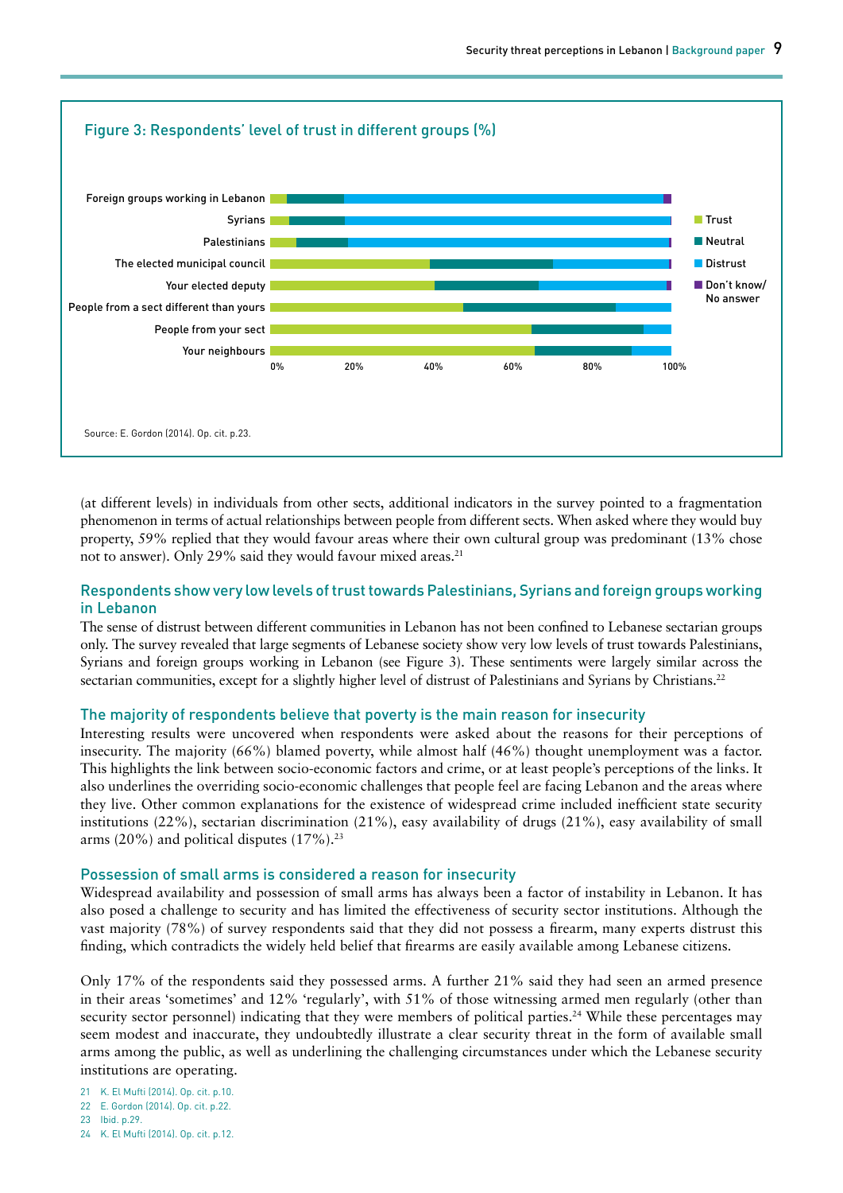Figure 3: Respondents' level of trust in different groups (%)

Source: E. Gordon (2014). Op. cit. p.23.

(at different levels) in individuals from other sects, additional indicators in the survey pointed to a fragmentation phenomenon in terms of actual relationships between people from different sects. When asked where they would buy property, 59% replied that they would favour areas where their own cultural group was predominant (13% chose not to answer). Only 29% said they would favour mixed areas.[21]

### Respondents show very low levels of trust towards Palestinians, Syrians and foreign groups working in Lebanon

The sense of distrust between different communities in Lebanon has not been confined to Lebanese sectarian groups only. The survey revealed that large segments of Lebanese society show very low levels of trust towards Palestinians, Syrians and foreign groups working in Lebanon (see Figure 3). These sentiments were largely similar across the sectarian communities, except for a slightly higher level of distrust of Palestinians and Syrians by Christians.[22]

### The majority of respondents believe that poverty is the main reason for insecurity

Interesting results were uncovered when respondents were asked about the reasons for their perceptions of insecurity. The majority (66%) blamed poverty, while almost half (46%) thought unemployment was a factor. This highlights the link between socio-economic factors and crime, or at least people's perceptions of the links. It also underlines the overriding socio-economic challenges that people feel are facing Lebanon and the areas where they live. Other common explanations for the existence of widespread crime included inefficient state security institutions (22%), sectarian discrimination (21%), easy availability of drugs (21%), easy availability of small arms (20%) and political disputes (17%).[23]

### Possession of small arms is considered a reason for insecurity

Widespread availability and possession of small arms has always been a factor of instability in Lebanon. It has also posed a challenge to security and has limited the effectiveness of security sector institutions. Although the vast majority (78%) of survey respondents said that they did not possess a firearm, many experts distrust this finding, which contradicts the widely held belief that firearms are easily available among Lebanese citizens.

Only 17% of the respondents said they possessed arms. A further 21% said they had seen an armed presence in their areas 'sometimes' and 12% 'regularly', with 51% of those witnessing armed men regularly (other than security sector personnel) indicating that they were members of political parties.[24] While these percentages may seem modest and inaccurate, they undoubtedly illustrate a clear security threat in the form of available small arms among the public, as well as underlining the challenging circumstances under which the Lebanese security institutions are operating.

21 K. El Mufti (2014). Op. cit. p.10.
22 E. Gordon (2014). Op. cit. p.22.
23 Ibid. p.29.
24 K. El Mufti (2014). Op. cit. p.12.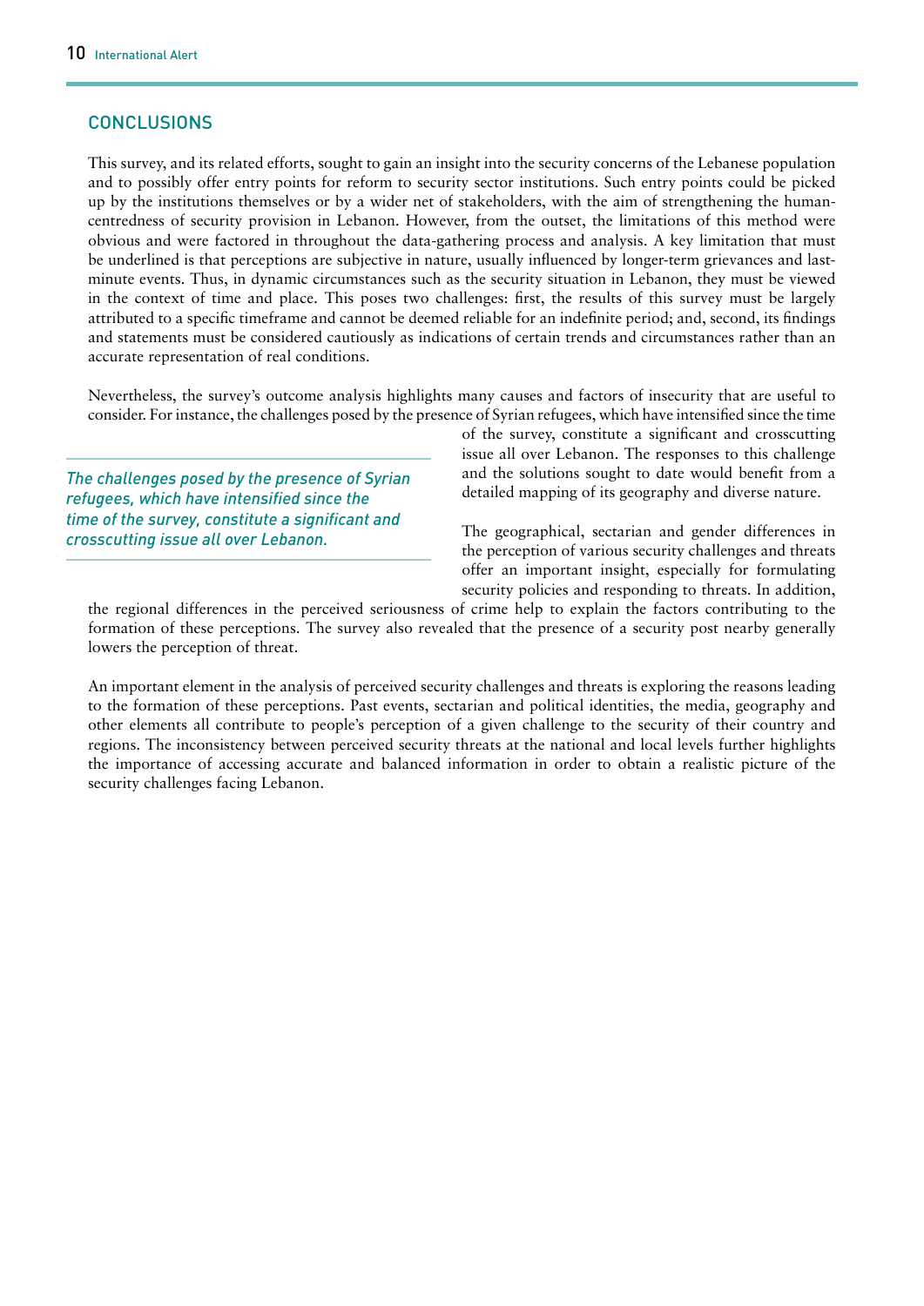## CONCLUSIONS

This survey, and its related efforts, sought to gain an insight into the security concerns of the Lebanese population and to possibly offer entry points for reform to security sector institutions. Such entry points could be picked up by the institutions themselves or by a wider net of stakeholders, with the aim of strengthening the human-centredness of security provision in Lebanon. However, from the outset, the limitations of this method were obvious and were factored in throughout the data-gathering process and analysis. A key limitation that must be underlined is that perceptions are subjective in nature, usually influenced by longer-term grievances and last-minute events. Thus, in dynamic circumstances such as the security situation in Lebanon, they must be viewed in the context of time and place. This poses two challenges: first, the results of this survey must be largely attributed to a specific timeframe and cannot be deemed reliable for an indefinite period; and, second, its findings and statements must be considered cautiously as indications of certain trends and circumstances rather than an accurate representation of real conditions.

Nevertheless, the survey's outcome analysis highlights many causes and factors of insecurity that are useful to consider. For instance, the challenges posed by the presence of Syrian refugees, which have intensified since the time of the survey, constitute a significant and crosscutting issue all over Lebanon. The responses to this challenge and the solutions sought to date would benefit from a detailed mapping of its geography and diverse nature.

*The challenges posed by the presence of Syrian refugees, which have intensified since the time of the survey, constitute a significant and crosscutting issue all over Lebanon.*

The geographical, sectarian and gender differences in the perception of various security challenges and threats offer an important insight, especially for formulating security policies and responding to threats. In addition, the regional differences in the perceived seriousness of crime help to explain the factors contributing to the formation of these perceptions. The survey also revealed that the presence of a security post nearby generally lowers the perception of threat.

An important element in the analysis of perceived security challenges and threats is exploring the reasons leading to the formation of these perceptions. Past events, sectarian and political identities, the media, geography and other elements all contribute to people's perception of a given challenge to the security of their country and regions. The inconsistency between perceived security threats at the national and local levels further highlights the importance of accessing accurate and balanced information in order to obtain a realistic picture of the security challenges facing Lebanon.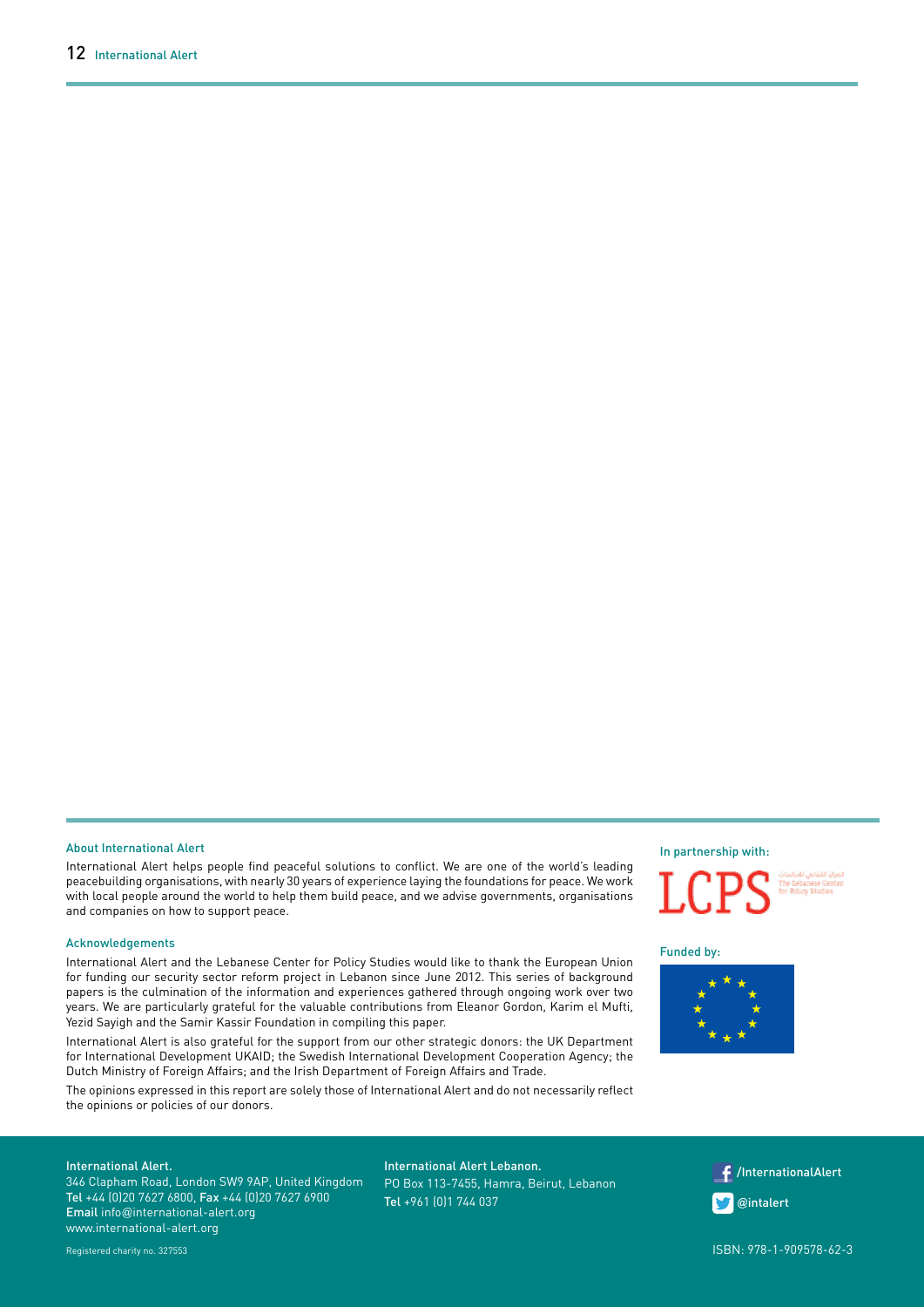### About International Alert

International Alert helps people find peaceful solutions to conflict. We are one of the world's leading peacebuilding organisations, with nearly 30 years of experience laying the foundations for peace. We work with local people around the world to help them build peace, and we advise governments, organisations and companies on how to support peace.

### Acknowledgements

International Alert and the Lebanese Center for Policy Studies would like to thank the European Union for funding our security sector reform project in Lebanon since June 2012. This series of background papers is the culmination of the information and experiences gathered through ongoing work over two years. We are particularly grateful for the valuable contributions from Eleanor Gordon, Karim el Mufti, Yezid Sayigh and the Samir Kassir Foundation in compiling this paper.

International Alert is also grateful for the support from our other strategic donors: the UK Department for International Development UKAID; the Swedish International Development Cooperation Agency; the Dutch Ministry of Foreign Affairs; and the Irish Department of Foreign Affairs and Trade.

The opinions expressed in this report are solely those of International Alert and do not necessarily reflect the opinions or policies of our donors.

In partnership with:

LCPS المركز اللبناني للدراسات The Lebanese Center for Policy Studies

Funded by:

**International Alert.**
346 Clapham Road, London SW9 9AP, United Kingdom
**Tel** +44 (0)20 7627 6800, **Fax** +44 (0)20 7627 6900
**Email** info@international-alert.org
www.international-alert.org

Registered charity no. 327553

**International Alert Lebanon.**
PO Box 113-7455, Hamra, Beirut, Lebanon
**Tel** +961 (0)1 744 037

/InternationalAlert

@intalert

ISBN: 978-1-909578-62-3